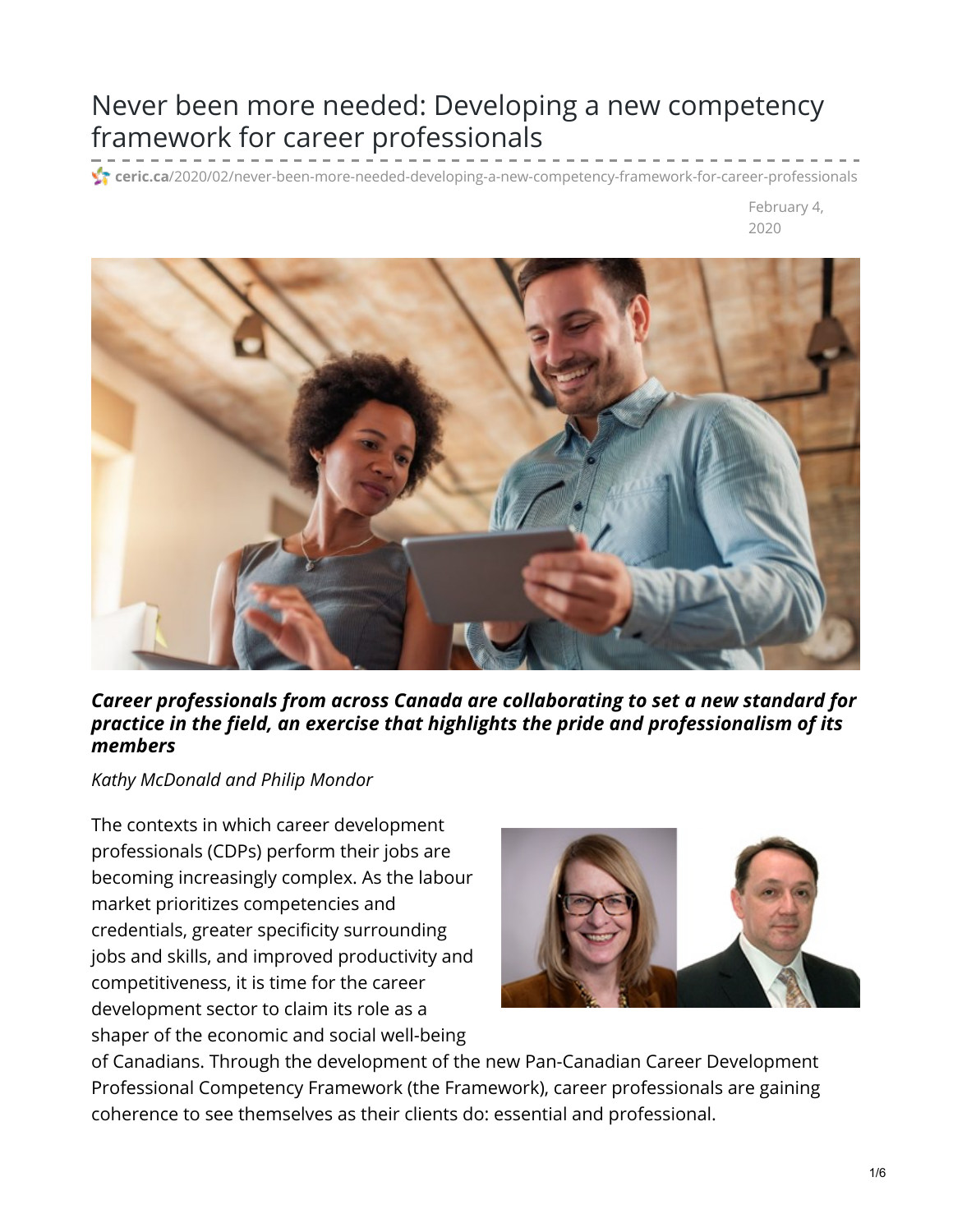# Never been more needed: Developing a new competency framework for career professionals

ceric.ca/2020/02/never-been-more-needed-developing-a-new-competency-framework-for-career-professionals

February 4, 2020

***Career professionals from across Canada are collaborating to set a new standard for practice in the field, an exercise that highlights the pride and professionalism of its members***

*Kathy McDonald and Philip Mondor*

The contexts in which career development professionals (CDPs) perform their jobs are becoming increasingly complex. As the labour market prioritizes competencies and credentials, greater specificity surrounding jobs and skills, and improved productivity and competitiveness, it is time for the career development sector to claim its role as a shaper of the economic and social well-being of Canadians. Through the development of the new Pan-Canadian Career Development Professional Competency Framework (the Framework), career professionals are gaining coherence to see themselves as their clients do: essential and professional.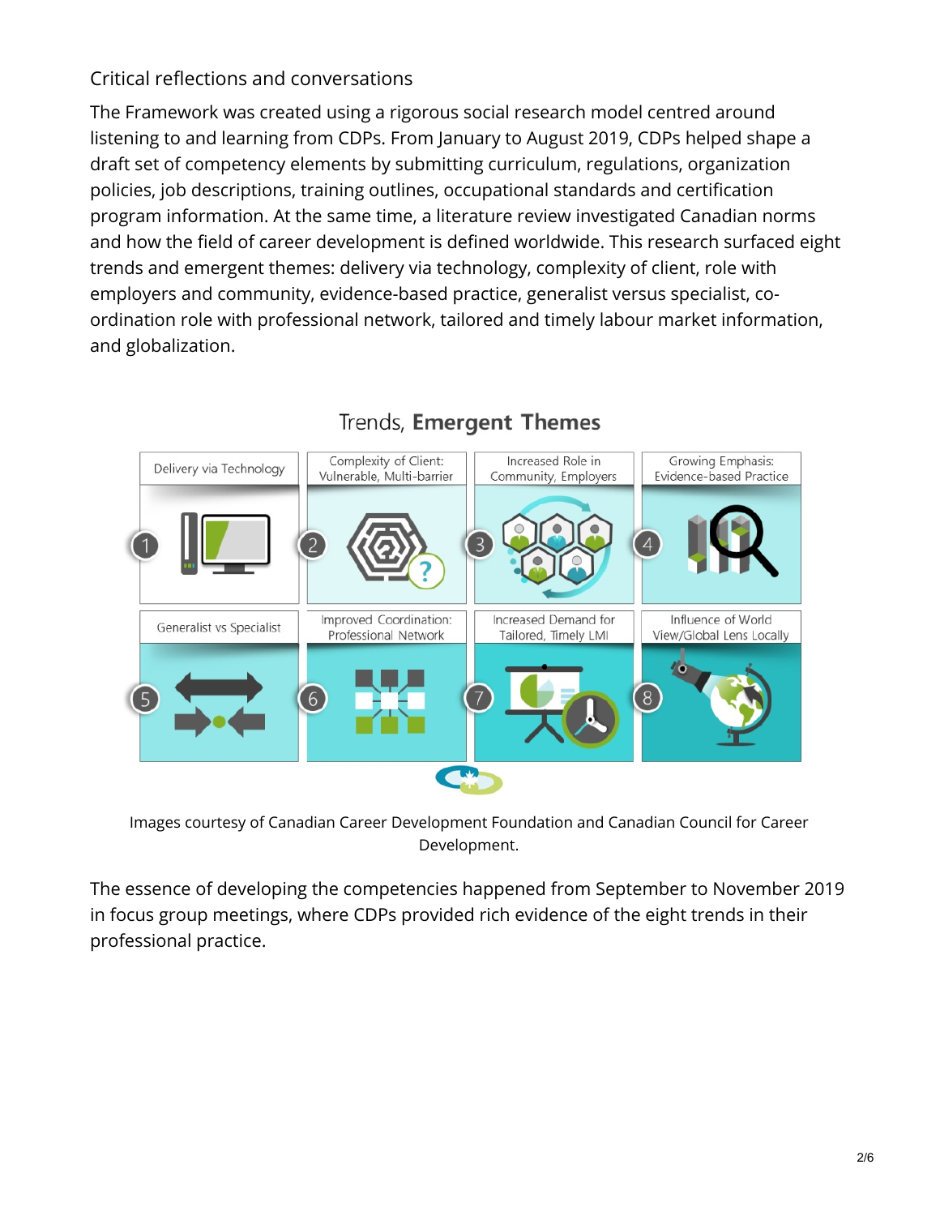## Critical reflections and conversations

The Framework was created using a rigorous social research model centred around listening to and learning from CDPs. From January to August 2019, CDPs helped shape a draft set of competency elements by submitting curriculum, regulations, organization policies, job descriptions, training outlines, occupational standards and certification program information. At the same time, a literature review investigated Canadian norms and how the field of career development is defined worldwide. This research surfaced eight trends and emergent themes: delivery via technology, complexity of client, role with employers and community, evidence-based practice, generalist versus specialist, co-ordination role with professional network, tailored and timely labour market information, and globalization.

Trends, **Emergent Themes**

1. Delivery via Technology
2. Complexity of Client: Vulnerable, Multi-barrier
3. Increased Role in Community, Employers
4. Growing Emphasis: Evidence-based Practice
5. Generalist vs Specialist
6. Improved Coordination: Professional Network
7. Increased Demand for Tailored, Timely LMI
8. Influence of World View/Global Lens Locally

Images courtesy of Canadian Career Development Foundation and Canadian Council for Career Development.

The essence of developing the competencies happened from September to November 2019 in focus group meetings, where CDPs provided rich evidence of the eight trends in their professional practice.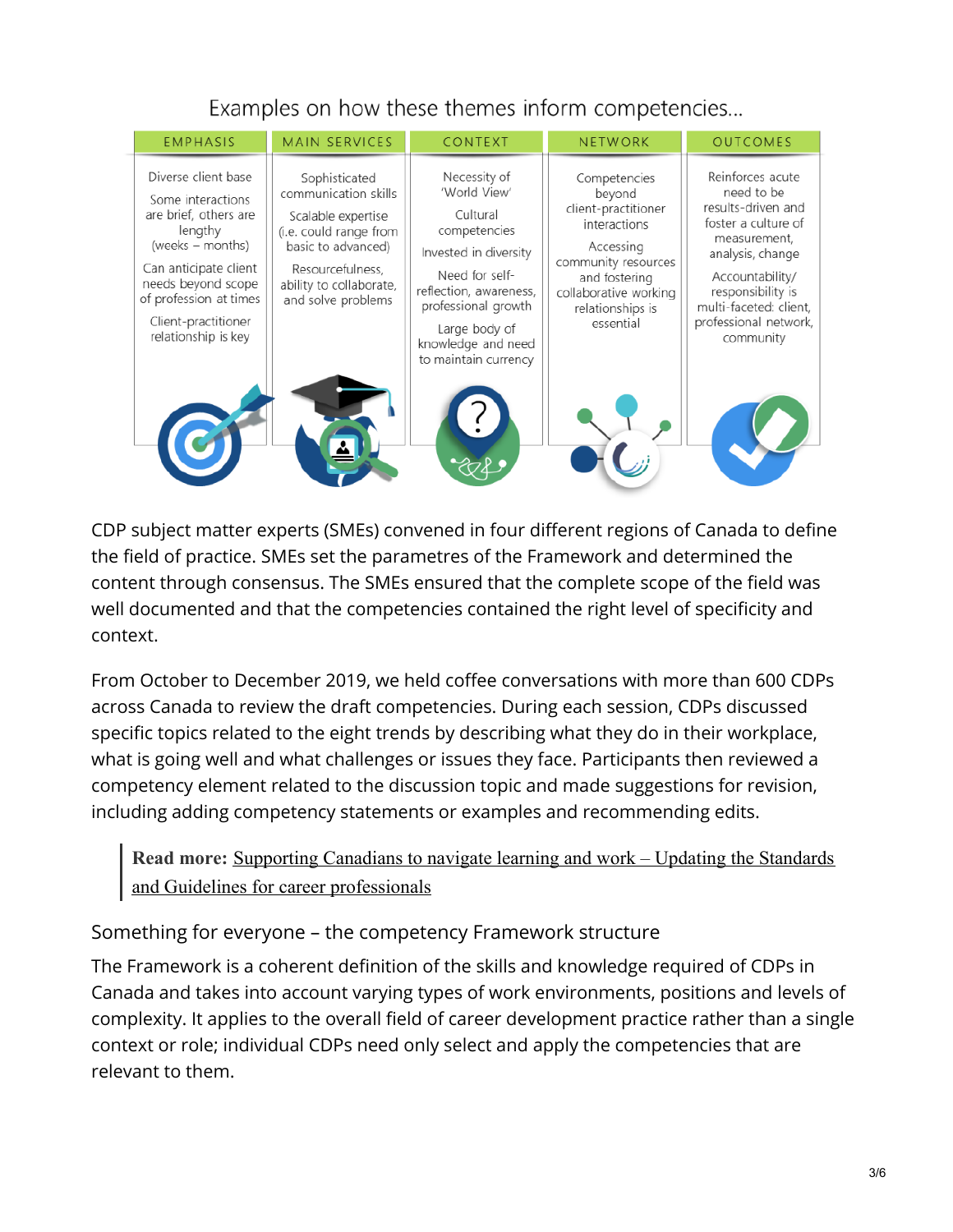Examples on how these themes inform competencies...

| EMPHASIS | MAIN SERVICES | CONTEXT | NETWORK | OUTCOMES |
|---|---|---|---|---|
| Diverse client base<br>Some interactions are brief, others are lengthy (weeks – months)<br>Can anticipate client needs beyond scope of profession at times<br>Client-practitioner relationship is key | Sophisticated communication skills<br>Scalable expertise (i.e. could range from basic to advanced)<br>Resourcefulness, ability to collaborate, and solve problems | Necessity of 'World View'<br>Cultural competencies<br>Invested in diversity<br>Need for self-reflection, awareness, professional growth<br>Large body of knowledge and need to maintain currency | Competencies beyond client-practitioner interactions<br>Accessing community resources and fostering collaborative working relationships is essential | Reinforces acute need to be results-driven and foster a culture of measurement, analysis, change<br>Accountability/ responsibility is multi-faceted: client, professional network, community |

CDP subject matter experts (SMEs) convened in four different regions of Canada to define the field of practice. SMEs set the parametres of the Framework and determined the content through consensus. The SMEs ensured that the complete scope of the field was well documented and that the competencies contained the right level of specificity and context.

From October to December 2019, we held coffee conversations with more than 600 CDPs across Canada to review the draft competencies. During each session, CDPs discussed specific topics related to the eight trends by describing what they do in their workplace, what is going well and what challenges or issues they face. Participants then reviewed a competency element related to the discussion topic and made suggestions for revision, including adding competency statements or examples and recommending edits.

> **Read more:** Supporting Canadians to navigate learning and work – Updating the Standards and Guidelines for career professionals

## Something for everyone – the competency Framework structure

The Framework is a coherent definition of the skills and knowledge required of CDPs in Canada and takes into account varying types of work environments, positions and levels of complexity. It applies to the overall field of career development practice rather than a single context or role; individual CDPs need only select and apply the competencies that are relevant to them.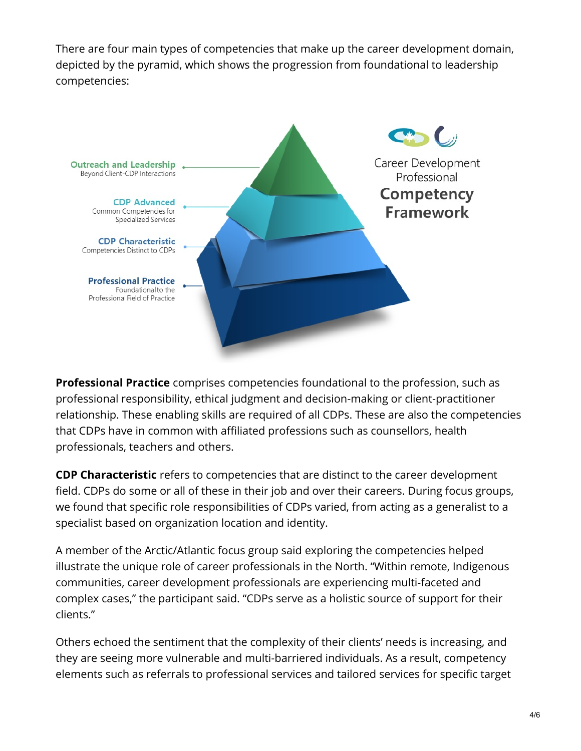There are four main types of competencies that make up the career development domain, depicted by the pyramid, which shows the progression from foundational to leadership competencies:

**Outreach and Leadership**
Beyond Client-CDP Interactions

**CDP Advanced**
Common Competencies for Specialized Services

**CDP Characteristic**
Competencies Distinct to CDPs

**Professional Practice**
Foundational to the Professional Field of Practice

Career Development Professional **Competency Framework**

**Professional Practice** comprises competencies foundational to the profession, such as professional responsibility, ethical judgment and decision-making or client-practitioner relationship. These enabling skills are required of all CDPs. These are also the competencies that CDPs have in common with affiliated professions such as counsellors, health professionals, teachers and others.

**CDP Characteristic** refers to competencies that are distinct to the career development field. CDPs do some or all of these in their job and over their careers. During focus groups, we found that specific role responsibilities of CDPs varied, from acting as a generalist to a specialist based on organization location and identity.

A member of the Arctic/Atlantic focus group said exploring the competencies helped illustrate the unique role of career professionals in the North. "Within remote, Indigenous communities, career development professionals are experiencing multi-faceted and complex cases," the participant said. "CDPs serve as a holistic source of support for their clients."

Others echoed the sentiment that the complexity of their clients' needs is increasing, and they are seeing more vulnerable and multi-barriered individuals. As a result, competency elements such as referrals to professional services and tailored services for specific target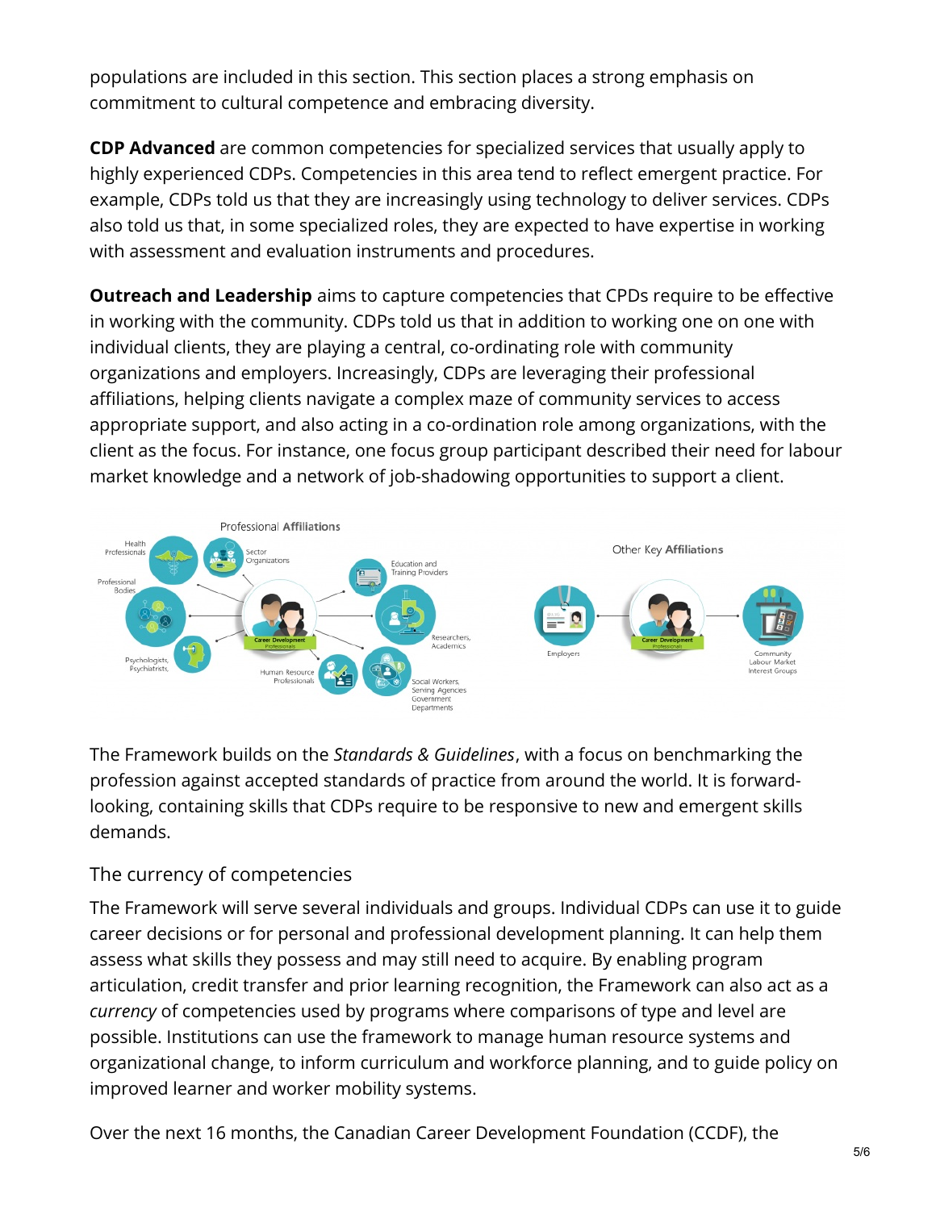populations are included in this section. This section places a strong emphasis on commitment to cultural competence and embracing diversity.

**CDP Advanced** are common competencies for specialized services that usually apply to highly experienced CDPs. Competencies in this area tend to reflect emergent practice. For example, CDPs told us that they are increasingly using technology to deliver services. CDPs also told us that, in some specialized roles, they are expected to have expertise in working with assessment and evaluation instruments and procedures.

**Outreach and Leadership** aims to capture competencies that CPDs require to be effective in working with the community. CDPs told us that in addition to working one on one with individual clients, they are playing a central, co-ordinating role with community organizations and employers. Increasingly, CDPs are leveraging their professional affiliations, helping clients navigate a complex maze of community services to access appropriate support, and also acting in a co-ordination role among organizations, with the client as the focus. For instance, one focus group participant described their need for labour market knowledge and a network of job-shadowing opportunities to support a client.

The Framework builds on the *Standards & Guidelines*, with a focus on benchmarking the profession against accepted standards of practice from around the world. It is forward-looking, containing skills that CDPs require to be responsive to new and emergent skills demands.

## The currency of competencies

The Framework will serve several individuals and groups. Individual CDPs can use it to guide career decisions or for personal and professional development planning. It can help them assess what skills they possess and may still need to acquire. By enabling program articulation, credit transfer and prior learning recognition, the Framework can also act as a *currency* of competencies used by programs where comparisons of type and level are possible. Institutions can use the framework to manage human resource systems and organizational change, to inform curriculum and workforce planning, and to guide policy on improved learner and worker mobility systems.

Over the next 16 months, the Canadian Career Development Foundation (CCDF), the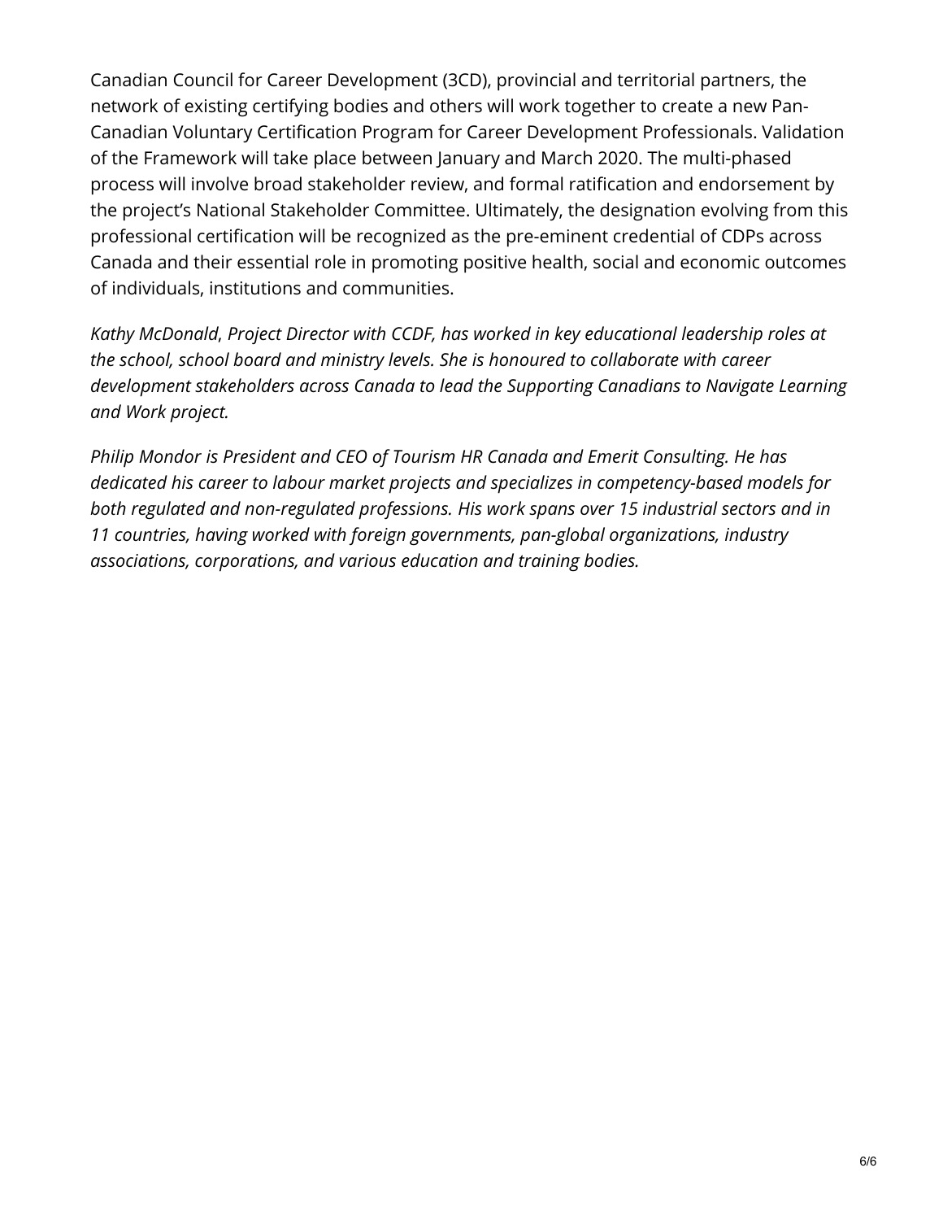Canadian Council for Career Development (3CD), provincial and territorial partners, the network of existing certifying bodies and others will work together to create a new Pan-Canadian Voluntary Certification Program for Career Development Professionals. Validation of the Framework will take place between January and March 2020. The multi-phased process will involve broad stakeholder review, and formal ratification and endorsement by the project's National Stakeholder Committee. Ultimately, the designation evolving from this professional certification will be recognized as the pre-eminent credential of CDPs across Canada and their essential role in promoting positive health, social and economic outcomes of individuals, institutions and communities.

*Kathy McDonald, Project Director with CCDF, has worked in key educational leadership roles at the school, school board and ministry levels. She is honoured to collaborate with career development stakeholders across Canada to lead the Supporting Canadians to Navigate Learning and Work project.*

*Philip Mondor is President and CEO of Tourism HR Canada and Emerit Consulting. He has dedicated his career to labour market projects and specializes in competency-based models for both regulated and non-regulated professions. His work spans over 15 industrial sectors and in 11 countries, having worked with foreign governments, pan-global organizations, industry associations, corporations, and various education and training bodies.*